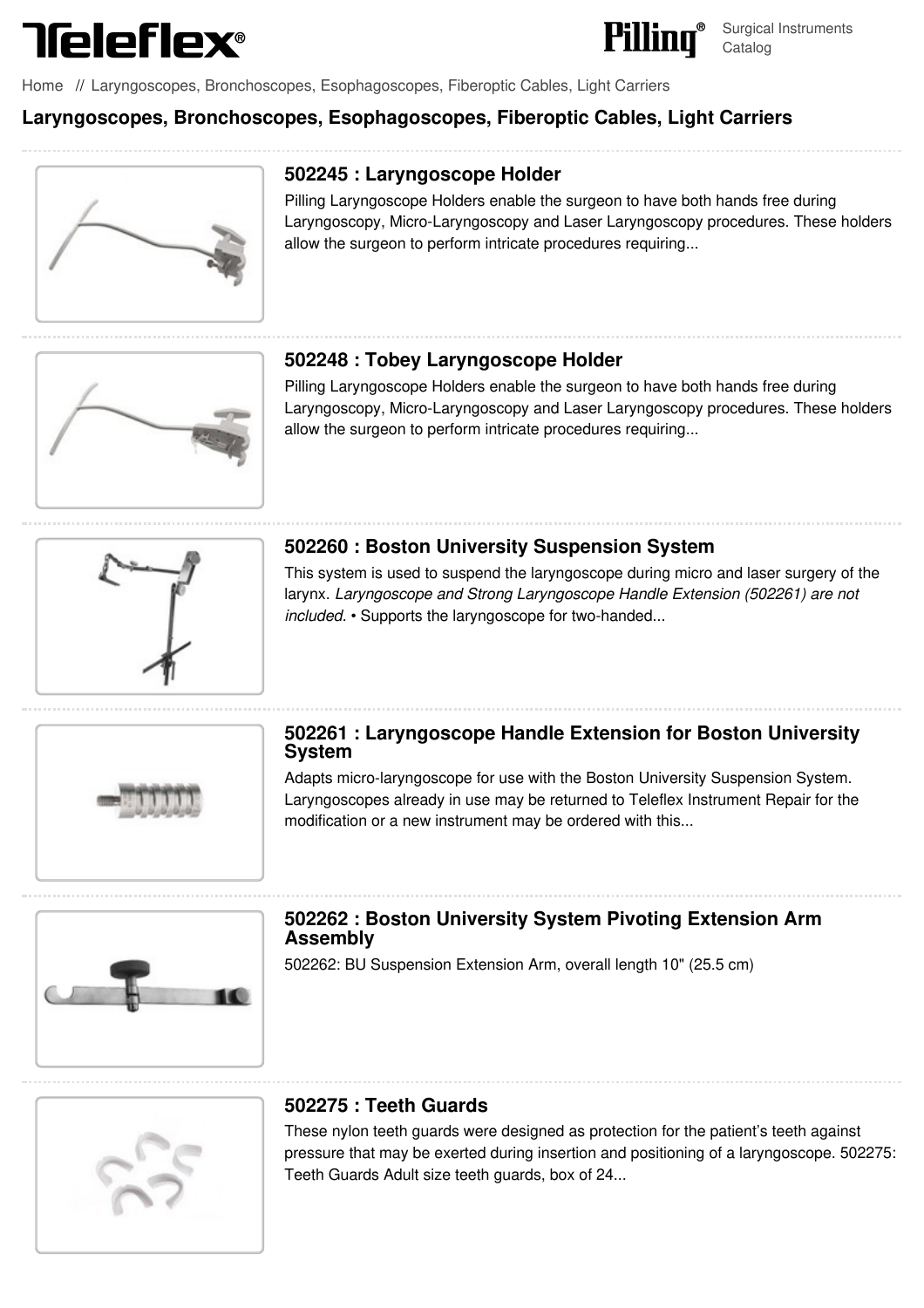Teleflex® Pilling® Surgical Instruments Catalog

Home // Laryngoscopes, Bronchoscopes, Esophagoscopes, Fiberoptic Cables, Light Carriers

# Laryngoscopes, Bronchoscopes, Esophagoscopes, Fiberoptic Cables, Light Carriers

## 502245 : Laryngoscope Holder

Pilling Laryngoscope Holders enable the surgeon to have both hands free during Laryngoscopy, Micro-Laryngoscopy and Laser Laryngoscopy procedures. These holders allow the surgeon to perform intricate procedures requiring...

## 502248 : Tobey Laryngoscope Holder

Pilling Laryngoscope Holders enable the surgeon to have both hands free during Laryngoscopy, Micro-Laryngoscopy and Laser Laryngoscopy procedures. These holders allow the surgeon to perform intricate procedures requiring...

## 502260 : Boston University Suspension System

This system is used to suspend the laryngoscope during micro and laser surgery of the larynx. *Laryngoscope and Strong Laryngoscope Handle Extension (502261) are not included.* • Supports the laryngoscope for two-handed...

## 502261 : Laryngoscope Handle Extension for Boston University System

Adapts micro-laryngoscope for use with the Boston University Suspension System. Laryngoscopes already in use may be returned to Teleflex Instrument Repair for the modification or a new instrument may be ordered with this...

## 502262 : Boston University System Pivoting Extension Arm Assembly

502262: BU Suspension Extension Arm, overall length 10" (25.5 cm)

## 502275 : Teeth Guards

These nylon teeth guards were designed as protection for the patient's teeth against pressure that may be exerted during insertion and positioning of a laryngoscope. 502275: Teeth Guards Adult size teeth guards, box of 24...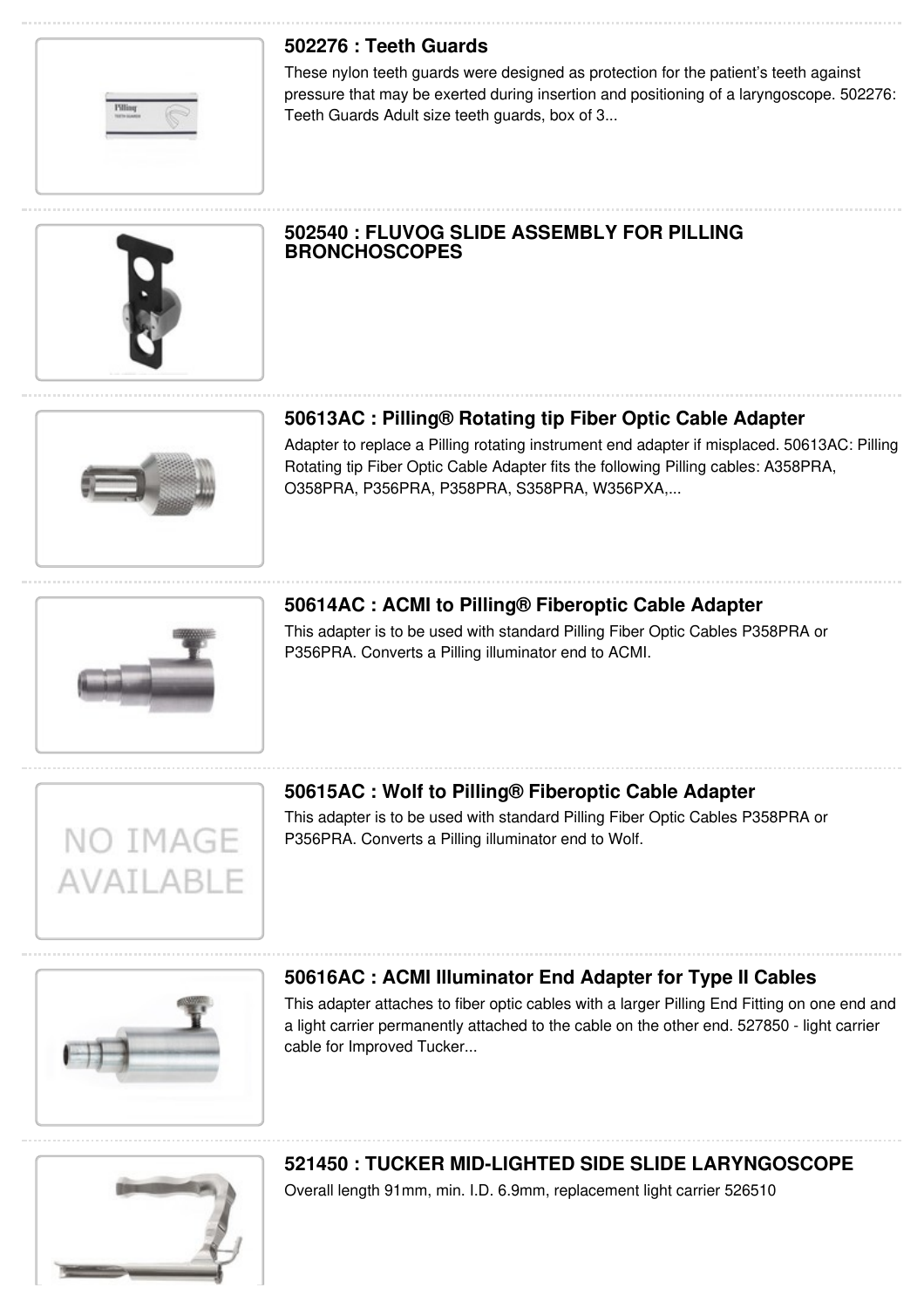## 502276 : Teeth Guards

These nylon teeth guards were designed as protection for the patient's teeth against pressure that may be exerted during insertion and positioning of a laryngoscope. 502276: Teeth Guards Adult size teeth guards, box of 3...

## 502540 : FLUVOG SLIDE ASSEMBLY FOR PILLING BRONCHOSCOPES

## 50613AC : Pilling® Rotating tip Fiber Optic Cable Adapter

Adapter to replace a Pilling rotating instrument end adapter if misplaced. 50613AC: Pilling Rotating tip Fiber Optic Cable Adapter fits the following Pilling cables: A358PRA, O358PRA, P356PRA, P358PRA, S358PRA, W356PXA,...

## 50614AC : ACMI to Pilling® Fiberoptic Cable Adapter

This adapter is to be used with standard Pilling Fiber Optic Cables P358PRA or P356PRA. Converts a Pilling illuminator end to ACMI.

## 50615AC : Wolf to Pilling® Fiberoptic Cable Adapter

This adapter is to be used with standard Pilling Fiber Optic Cables P358PRA or P356PRA. Converts a Pilling illuminator end to Wolf.

## 50616AC : ACMI Illuminator End Adapter for Type II Cables

This adapter attaches to fiber optic cables with a larger Pilling End Fitting on one end and a light carrier permanently attached to the cable on the other end. 527850 - light carrier cable for Improved Tucker...

## 521450 : TUCKER MID-LIGHTED SIDE SLIDE LARYNGOSCOPE

Overall length 91mm, min. I.D. 6.9mm, replacement light carrier 526510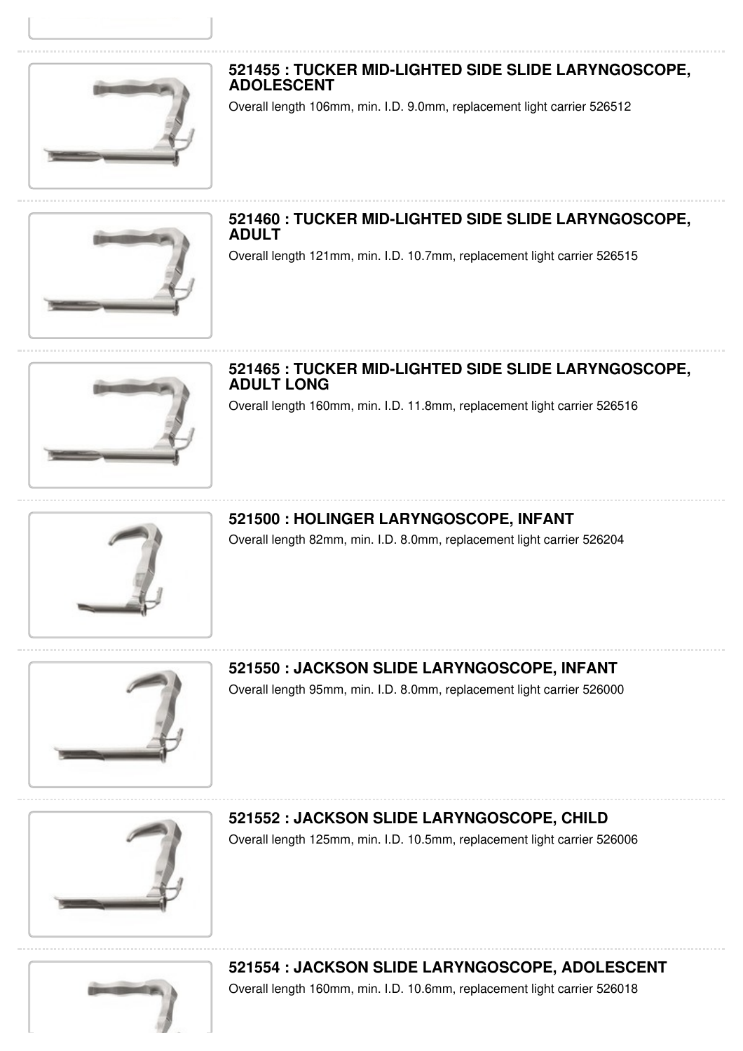### 521455 : TUCKER MID-LIGHTED SIDE SLIDE LARYNGOSCOPE, ADOLESCENT

Overall length 106mm, min. I.D. 9.0mm, replacement light carrier 526512

### 521460 : TUCKER MID-LIGHTED SIDE SLIDE LARYNGOSCOPE, ADULT

Overall length 121mm, min. I.D. 10.7mm, replacement light carrier 526515

### 521465 : TUCKER MID-LIGHTED SIDE SLIDE LARYNGOSCOPE, ADULT LONG

Overall length 160mm, min. I.D. 11.8mm, replacement light carrier 526516

### 521500 : HOLINGER LARYNGOSCOPE, INFANT

Overall length 82mm, min. I.D. 8.0mm, replacement light carrier 526204

### 521550 : JACKSON SLIDE LARYNGOSCOPE, INFANT

Overall length 95mm, min. I.D. 8.0mm, replacement light carrier 526000

### 521552 : JACKSON SLIDE LARYNGOSCOPE, CHILD

Overall length 125mm, min. I.D. 10.5mm, replacement light carrier 526006

### 521554 : JACKSON SLIDE LARYNGOSCOPE, ADOLESCENT

Overall length 160mm, min. I.D. 10.6mm, replacement light carrier 526018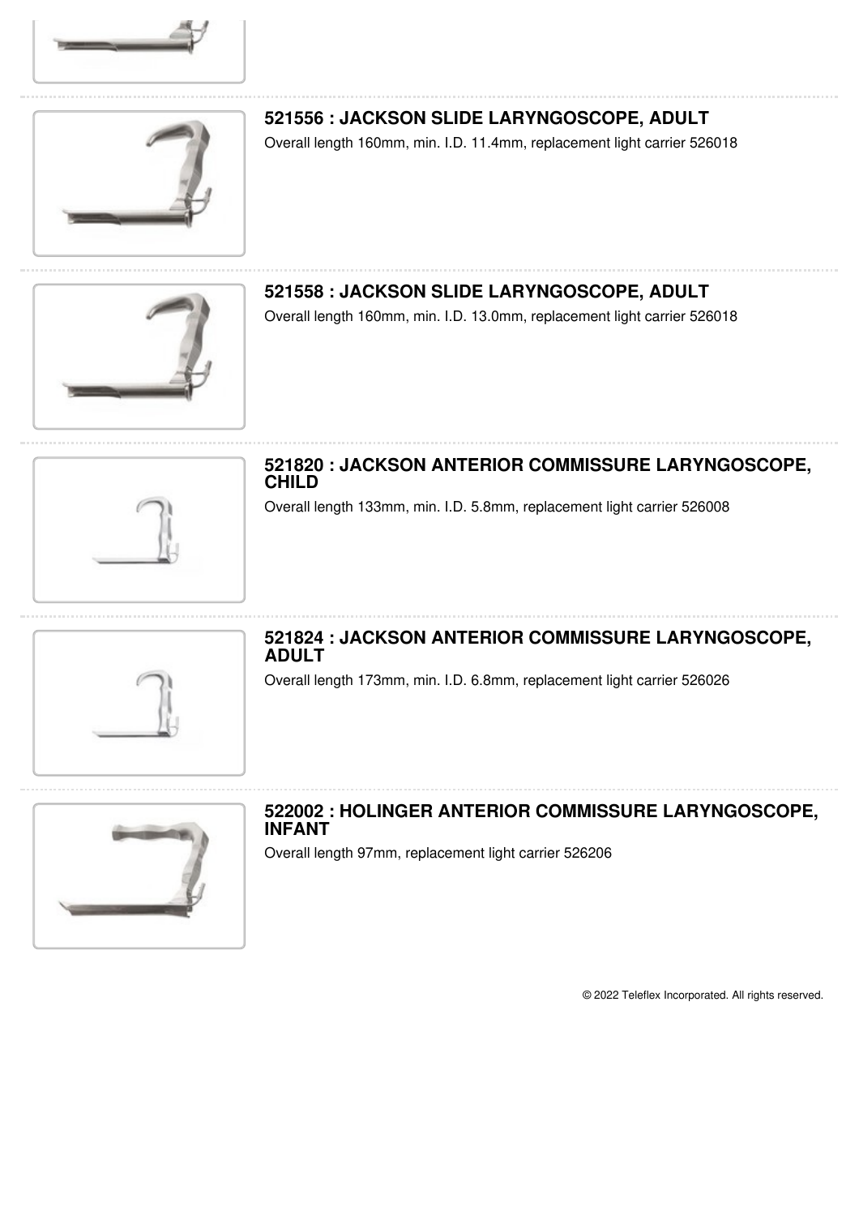### 521556 : JACKSON SLIDE LARYNGOSCOPE, ADULT

Overall length 160mm, min. I.D. 11.4mm, replacement light carrier 526018

### 521558 : JACKSON SLIDE LARYNGOSCOPE, ADULT

Overall length 160mm, min. I.D. 13.0mm, replacement light carrier 526018

### 521820 : JACKSON ANTERIOR COMMISSURE LARYNGOSCOPE, CHILD

Overall length 133mm, min. I.D. 5.8mm, replacement light carrier 526008

### 521824 : JACKSON ANTERIOR COMMISSURE LARYNGOSCOPE, ADULT

Overall length 173mm, min. I.D. 6.8mm, replacement light carrier 526026

### 522002 : HOLINGER ANTERIOR COMMISSURE LARYNGOSCOPE, INFANT

Overall length 97mm, replacement light carrier 526206

© 2022 Teleflex Incorporated. All rights reserved.